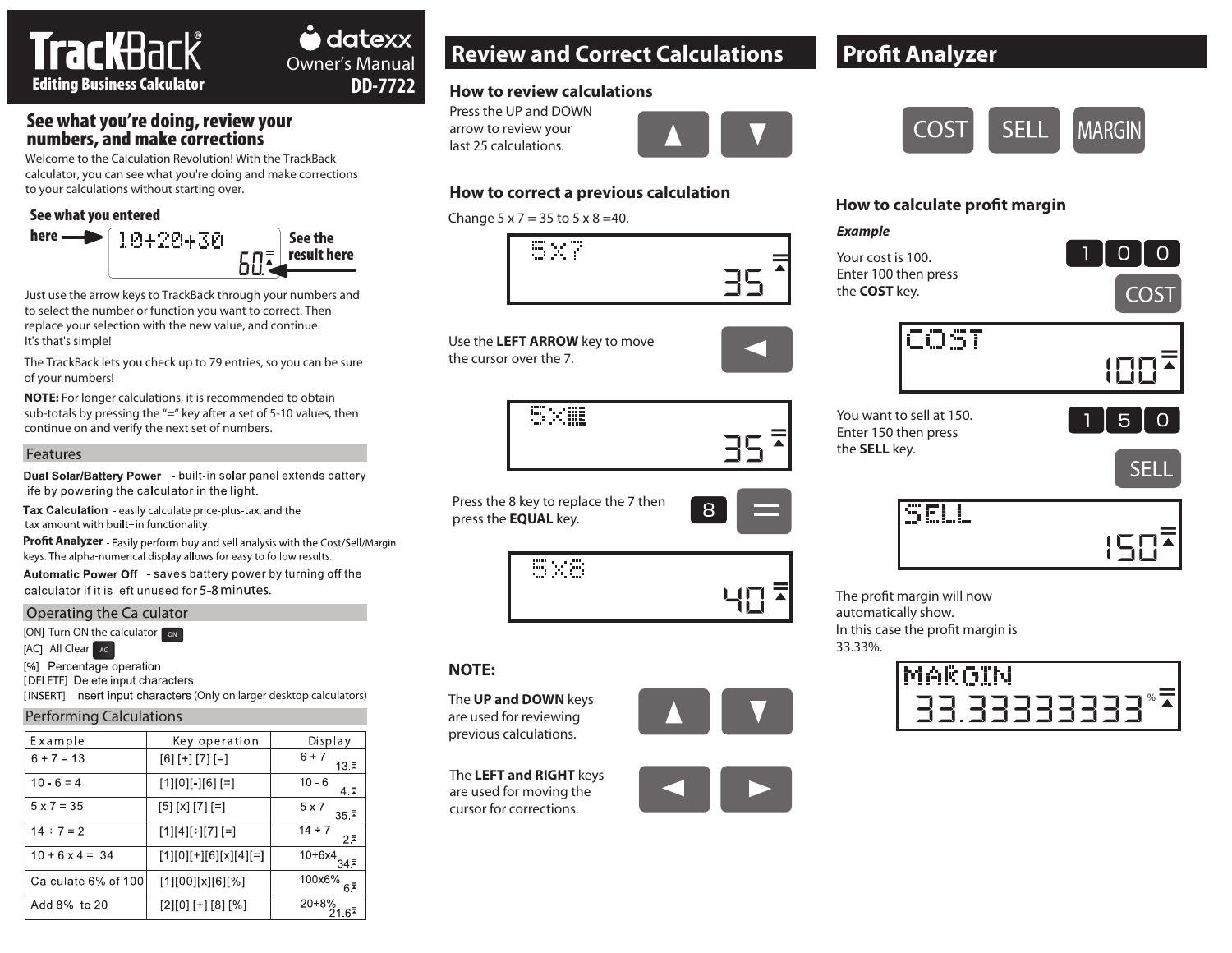# TrackBack®

**Editing Business Calculator**

datexx Owner's Manual **DD-7722**

## See what you're doing, review your numbers, and make corrections

Welcome to the Calculation Revolution! With the TrackBack calculator, you can see what you're doing and make corrections to your calculations without starting over.

**See what you entered here** → 10+20+30 / 60 ← **See the result here**

Just use the arrow keys to TrackBack through your numbers and to select the number or function you want to correct. Then replace your selection with the new value, and continue. It's that's simple!

The TrackBack lets you check up to 79 entries, so you can be sure of your numbers!

**NOTE:** For longer calculations, it is recommended to obtain sub-totals by pressing the "=" key after a set of 5-10 values, then continue on and verify the next set of numbers.

### Features

**Dual Solar/Battery Power** - built-in solar panel extends battery life by powering the calculator in the light.

**Tax Calculation** - easily calculate price-plus-tax, and the tax amount with built-in functionality.

**Profit Analyzer** - Easily perform buy and sell analysis with the Cost/Sell/Margin keys. The alpha-numerical display allows for easy to follow results.

**Automatic Power Off** - saves battery power by turning off the calculator if it is left unused for 5-8 minutes.

### Operating the Calculator

[ON] Turn ON the calculator

[AC] All Clear

[%] Percentage operation

[DELETE] Delete input characters

[INSERT] Insert input characters (Only on larger desktop calculators)

### Performing Calculations

| Example | Key operation | Display |
|---|---|---|
| 6 + 7 = 13 | [6] [+] [7] [=] | 6 + 7 / 13. |
| 10 - 6 = 4 | [1][0][-][6] [=] | 10 - 6 / 4. |
| 5 x 7 = 35 | [5] [x] [7] [=] | 5 x 7 / 35. |
| 14 ÷ 7 = 2 | [1][4][÷][7] [=] | 14 ÷ 7 / 2. |
| 10 + 6 x 4 = 34 | [1][0][+][6][x][4][=] | 10+6x4 / 34. |
| Calculate 6% of 100 | [1][00][x][6][%] | 100x6% / 6. |
| Add 8% to 20 | [2][0] [+] [8] [%] | 20+8% / 21.6 |

## Review and Correct Calculations

### How to review calculations

Press the UP and DOWN arrow to review your last 25 calculations.

[▲] [▼]

### How to correct a previous calculation

Change 5 x 7 = 35 to 5 x 8 =40.

Display: 5x7 / 35

Use the **LEFT ARROW** key to move the cursor over the 7. [◄]

Display: 5x▮ / 35

Press the 8 key to replace the 7 then press the **EQUAL** key. [8] [=]

Display: 5x8 / 40

### NOTE:

The **UP and DOWN** keys are used for reviewing previous calculations. [▲] [▼]

The **LEFT and RIGHT** keys are used for moving the cursor for corrections. [◄] [►]

## Profit Analyzer

[COST] [SELL] [MARGIN]

### How to calculate profit margin

***Example***

Your cost is 100. Enter 100 then press the **COST** key. [1] [0] [0] [COST]

Display: COST / 100

You want to sell at 150. Enter 150 then press the **SELL** key. [1] [5] [0] [SELL]

Display: SELL / 150

The profit margin will now automatically show. In this case the profit margin is 33.33%.

Display: MARGIN / 33.3333333 %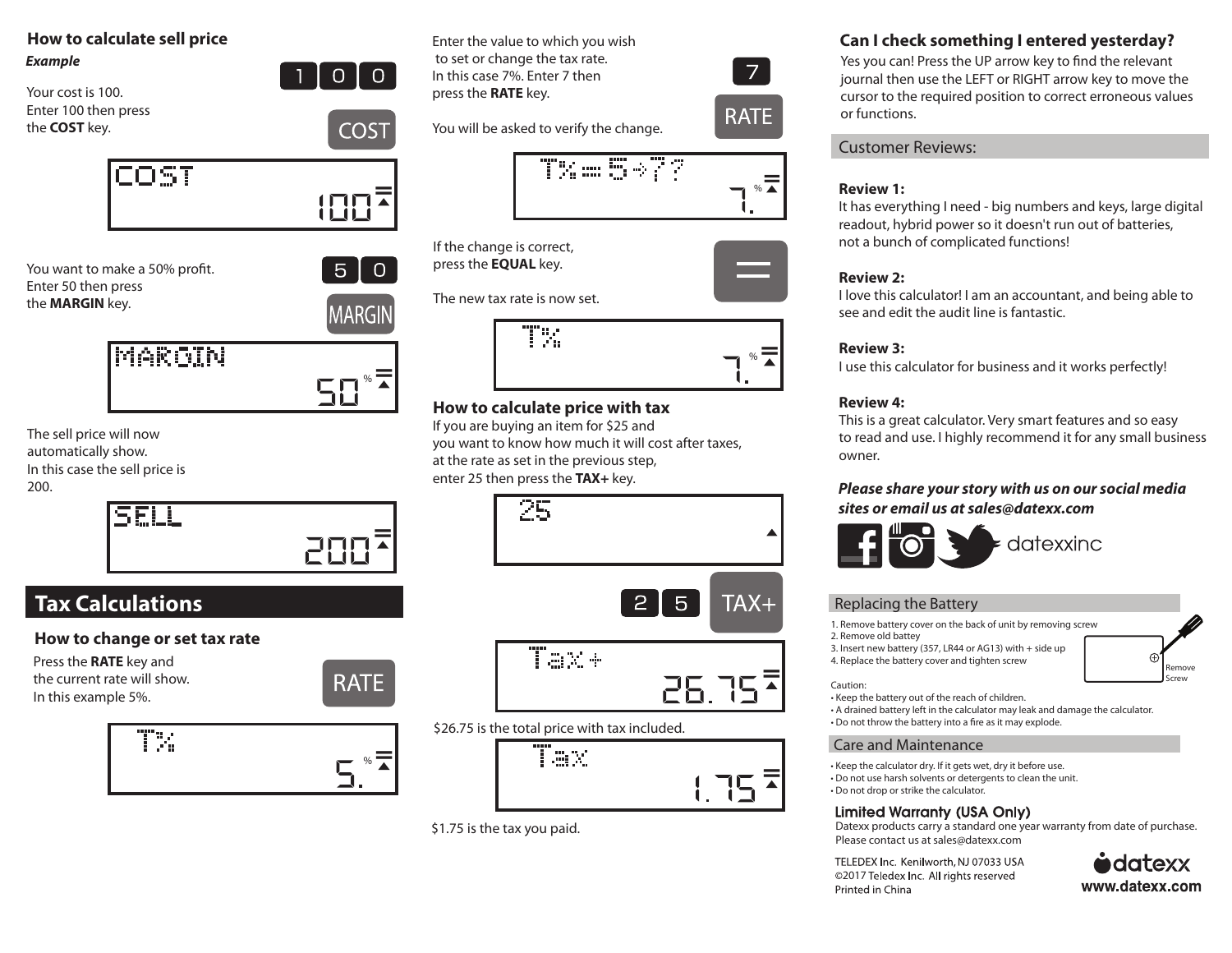## How to calculate sell price

*Example*

Your cost is 100.
Enter 100 then press the **COST** key.

1 0 0

COST

COST
100

You want to make a 50% profit.
Enter 50 then press the **MARGIN** key.

5 0

MARGIN

MARGIN
50 %

The sell price will now automatically show.
In this case the sell price is 200.

SELL
200

# Tax Calculations

## How to change or set tax rate

Press the **RATE** key and the current rate will show.
In this example 5%.

RATE

TX
5. %

Enter the value to which you wish to set or change the tax rate.
In this case 7%. Enter 7 then press the **RATE** key.

7

RATE

You will be asked to verify the change.

TX= 5→7?
7. %

If the change is correct, press the **EQUAL** key.

=

The new tax rate is now set.

TX
7. %

## How to calculate price with tax

If you are buying an item for $25 and you want to know how much it will cost after taxes, at the rate as set in the previous step, enter 25 then press the **TAX+** key.

25

2 5 TAX+

Tax+
26.75

$26.75 is the total price with tax included.

Tax
1.75

$1.75 is the tax you paid.

## Can I check something I entered yesterday?

Yes you can! Press the UP arrow key to find the relevant journal then use the LEFT or RIGHT arrow key to move the cursor to the required position to correct erroneous values or functions.

## Customer Reviews:

**Review 1:**
It has everything I need - big numbers and keys, large digital readout, hybrid power so it doesn't run out of batteries, not a bunch of complicated functions!

**Review 2:**
I love this calculator! I am an accountant, and being able to see and edit the audit line is fantastic.

**Review 3:**
I use this calculator for business and it works perfectly!

**Review 4:**
This is a great calculator. Very smart features and so easy to read and use. I highly recommend it for any small business owner.

***Please share your story with us on our social media sites or email us at sales@datexx.com***

datexxinc

## Replacing the Battery

1. Remove battery cover on the back of unit by removing screw
2. Remove old battery
3. Insert new battery (357, LR44 or AG13) with + side up
4. Replace the battery cover and tighten screw

Remove Screw

Caution:
- Keep the battery out of the reach of children.
- A drained battery left in the calculator may leak and damage the calculator.
- Do not throw the battery into a fire as it may explode.

## Care and Maintenance

- Keep the calculator dry. If it gets wet, dry it before use.
- Do not use harsh solvents or detergents to clean the unit.
- Do not drop or strike the calculator.

## Limited Warranty (USA Only)

Datexx products carry a standard one year warranty from date of purchase.
Please contact us at sales@datexx.com

TELEDEX Inc. Kenilworth, NJ 07033 USA
©2017 Teledex Inc. All rights reserved
Printed in China

datexx
www.datexx.com